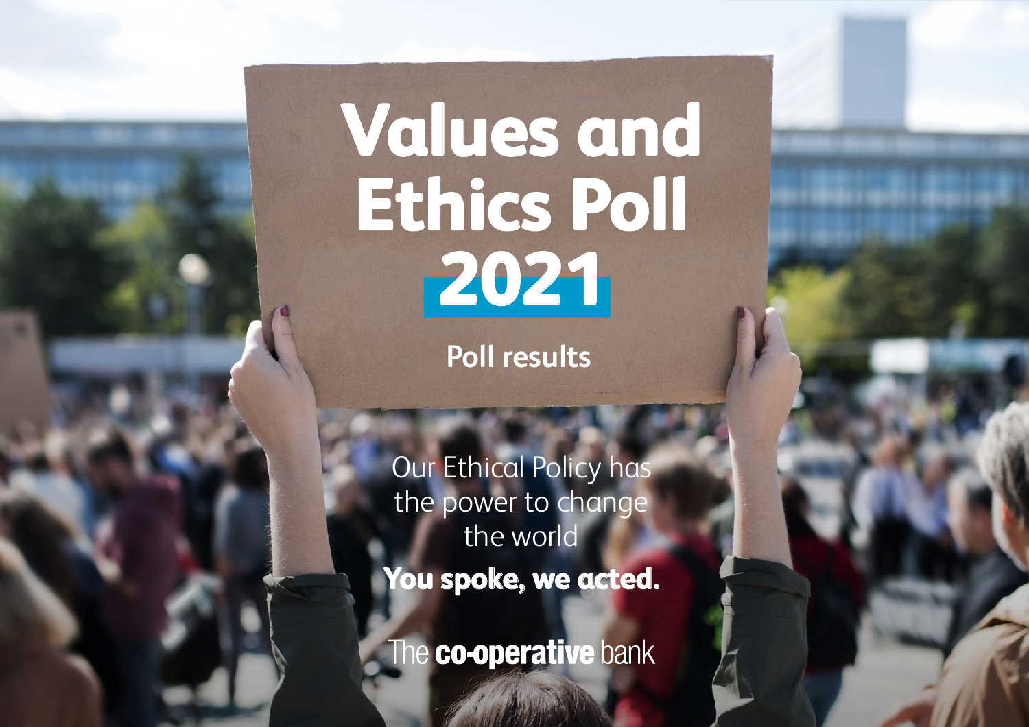# Values and Ethics Poll 2021

## Poll results

Our Ethical Policy has the power to change the world

**You spoke, we acted.**

The **co-operative** bank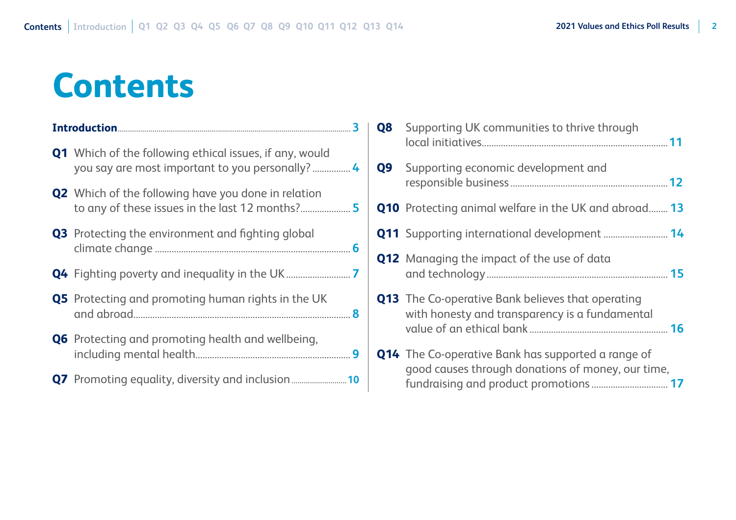# Contents

**Introduction** ..... 3

**Q1** Which of the following ethical issues, if any, would you say are most important to you personally? ..... 4

**Q2** Which of the following have you done in relation to any of these issues in the last 12 months? ..... 5

**Q3** Protecting the environment and fighting global climate change ..... 6

**Q4** Fighting poverty and inequality in the UK ..... 7

**Q5** Protecting and promoting human rights in the UK and abroad ..... 8

**Q6** Protecting and promoting health and wellbeing, including mental health ..... 9

**Q7** Promoting equality, diversity and inclusion ..... 10

**Q8** Supporting UK communities to thrive through local initiatives ..... 11

**Q9** Supporting economic development and responsible business ..... 12

**Q10** Protecting animal welfare in the UK and abroad ..... 13

**Q11** Supporting international development ..... 14

**Q12** Managing the impact of the use of data and technology ..... 15

**Q13** The Co-operative Bank believes that operating with honesty and transparency is a fundamental value of an ethical bank ..... 16

**Q14** The Co-operative Bank has supported a range of good causes through donations of money, our time, fundraising and product promotions ..... 17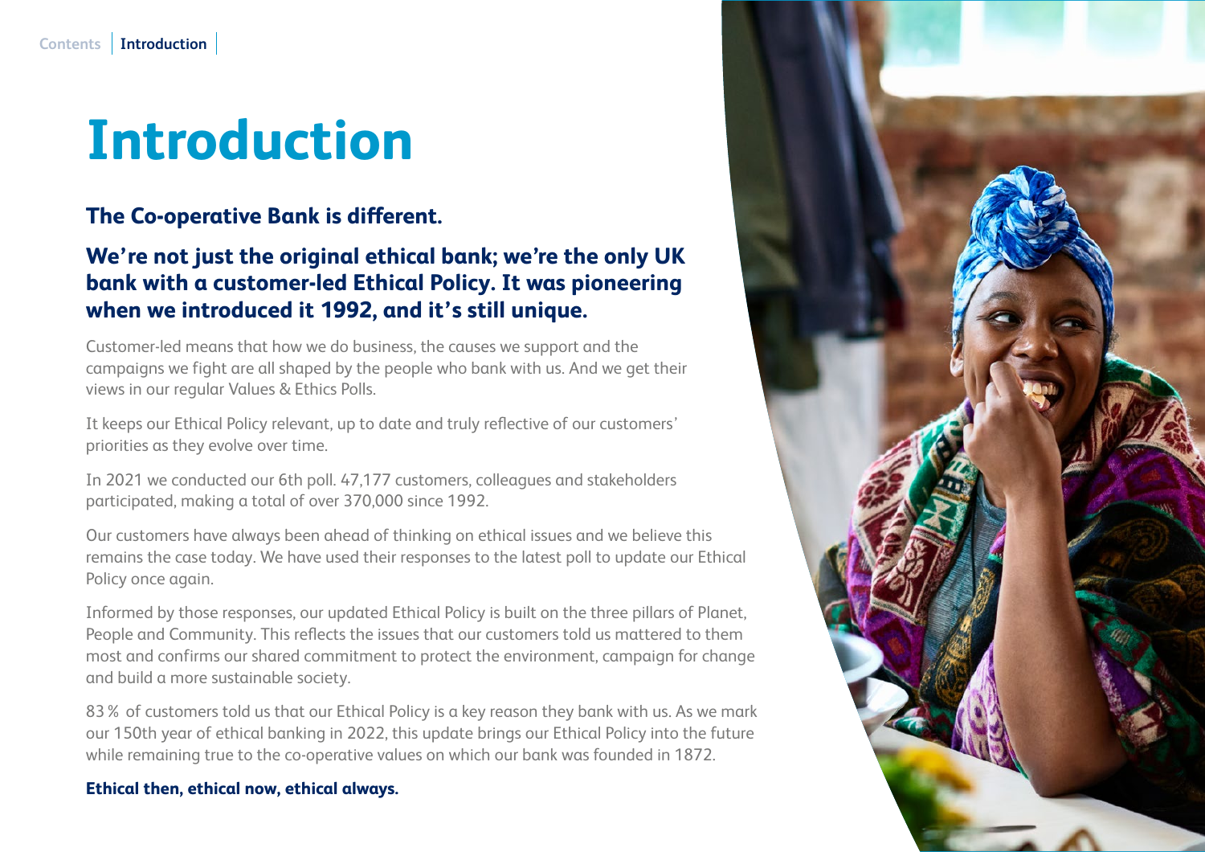# Introduction

**The Co-operative Bank is different.**

## We're not just the original ethical bank; we're the only UK bank with a customer-led Ethical Policy. It was pioneering when we introduced it 1992, and it's still unique.

Customer-led means that how we do business, the causes we support and the campaigns we fight are all shaped by the people who bank with us. And we get their views in our regular Values & Ethics Polls.

It keeps our Ethical Policy relevant, up to date and truly reflective of our customers' priorities as they evolve over time.

In 2021 we conducted our 6th poll. 47,177 customers, colleagues and stakeholders participated, making a total of over 370,000 since 1992.

Our customers have always been ahead of thinking on ethical issues and we believe this remains the case today. We have used their responses to the latest poll to update our Ethical Policy once again.

Informed by those responses, our updated Ethical Policy is built on the three pillars of Planet, People and Community. This reflects the issues that our customers told us mattered to them most and confirms our shared commitment to protect the environment, campaign for change and build a more sustainable society.

83% of customers told us that our Ethical Policy is a key reason they bank with us. As we mark our 150th year of ethical banking in 2022, this update brings our Ethical Policy into the future while remaining true to the co-operative values on which our bank was founded in 1872.

**Ethical then, ethical now, ethical always.**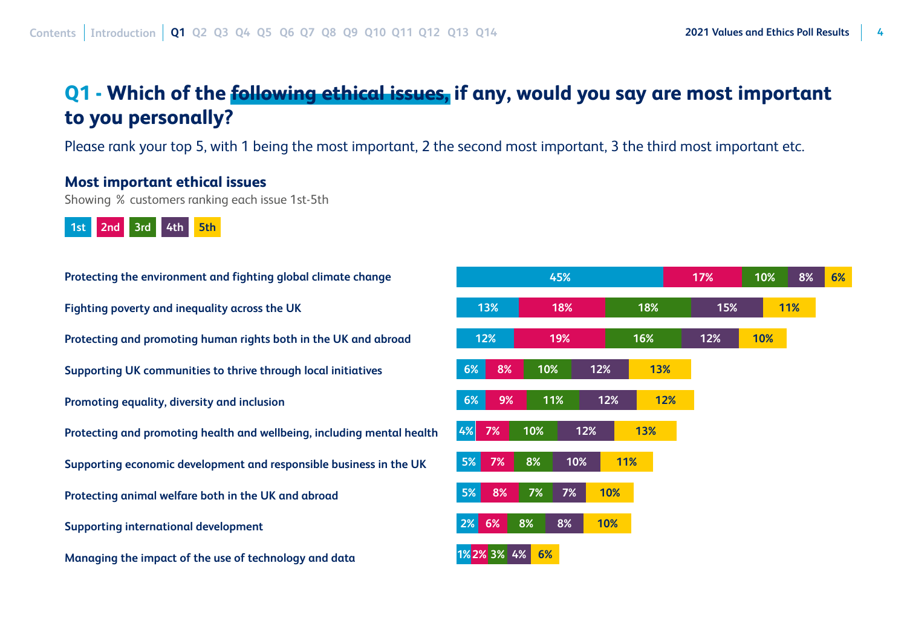# Q1 - Which of the following ethical issues, if any, would you say are most important to you personally?

Please rank your top 5, with 1 being the most important, 2 the second most important, 3 the third most important etc.

## Most important ethical issues

Showing % customers ranking each issue 1st-5th

| Issue | 1st | 2nd | 3rd | 4th | 5th |
|---|---|---|---|---|---|
| Protecting the environment and fighting global climate change | 45% | 17% | 10% | 8% | 6% |
| Fighting poverty and inequality across the UK | 13% | 18% | 18% | 15% | 11% |
| Protecting and promoting human rights both in the UK and abroad | 12% | 19% | 16% | 12% | 10% |
| Supporting UK communities to thrive through local initiatives | 6% | 8% | 10% | 12% | 13% |
| Promoting equality, diversity and inclusion | 6% | 9% | 11% | 12% | 12% |
| Protecting and promoting health and wellbeing, including mental health | 4% | 7% | 10% | 12% | 13% |
| Supporting economic development and responsible business in the UK | 5% | 7% | 8% | 10% | 11% |
| Protecting animal welfare both in the UK and abroad | 5% | 8% | 7% | 7% | 10% |
| Supporting international development | 2% | 6% | 8% | 8% | 10% |
| Managing the impact of the use of technology and data | 1% | 2% | 3% | 4% | 6% |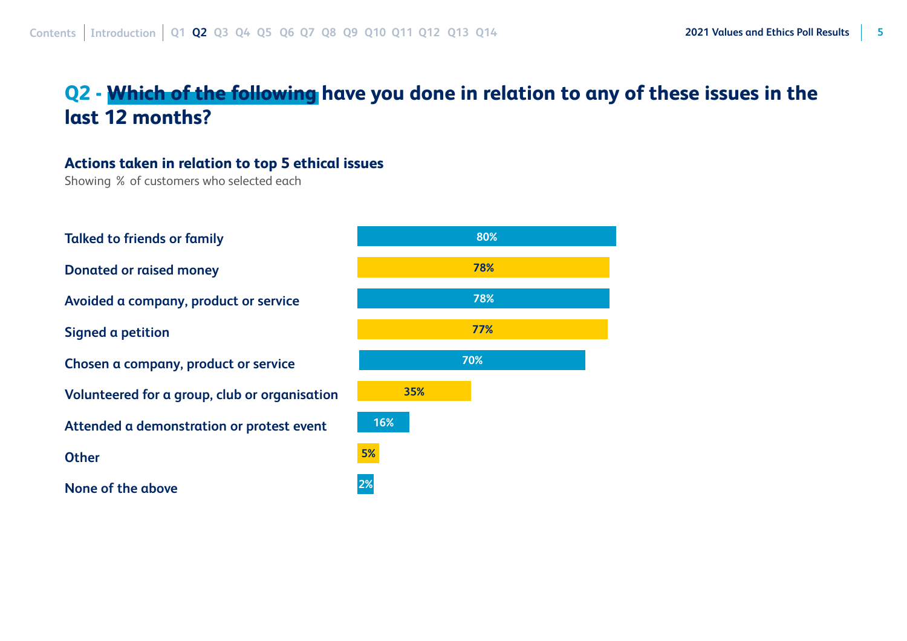## Q2 - Which of the following have you done in relation to any of these issues in the last 12 months?

### Actions taken in relation to top 5 ethical issues

Showing % of customers who selected each

| Action | % |
| --- | --- |
| Talked to friends or family | 80% |
| Donated or raised money | 78% |
| Avoided a company, product or service | 78% |
| Signed a petition | 77% |
| Chosen a company, product or service | 70% |
| Volunteered for a group, club or organisation | 35% |
| Attended a demonstration or protest event | 16% |
| Other | 5% |
| None of the above | 2% |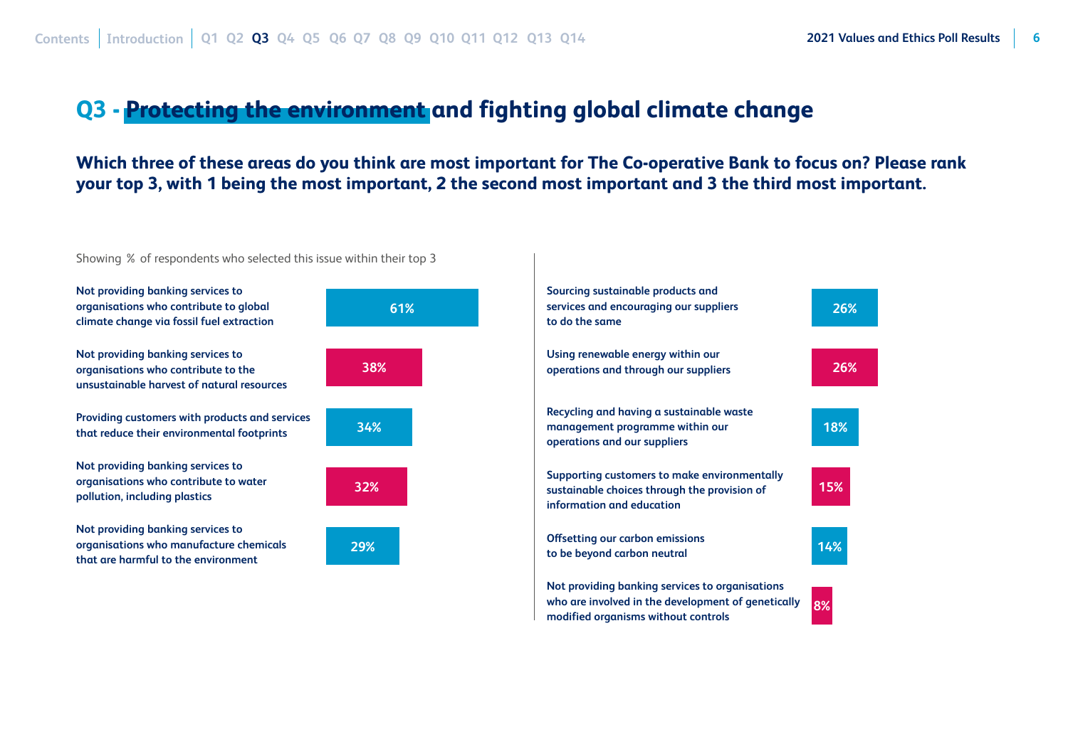## Q3 - Protecting the environment and fighting global climate change

**Which three of these areas do you think are most important for The Co-operative Bank to focus on? Please rank your top 3, with 1 being the most important, 2 the second most important and 3 the third most important.**

Showing % of respondents who selected this issue within their top 3

| Area | % |
|---|---|
| Not providing banking services to organisations who contribute to global climate change via fossil fuel extraction | 61% |
| Not providing banking services to organisations who contribute to the unsustainable harvest of natural resources | 38% |
| Providing customers with products and services that reduce their environmental footprints | 34% |
| Not providing banking services to organisations who contribute to water pollution, including plastics | 32% |
| Not providing banking services to organisations who manufacture chemicals that are harmful to the environment | 29% |
| Sourcing sustainable products and services and encouraging our suppliers to do the same | 26% |
| Using renewable energy within our operations and through our suppliers | 26% |
| Recycling and having a sustainable waste management programme within our operations and our suppliers | 18% |
| Supporting customers to make environmentally sustainable choices through the provision of information and education | 15% |
| Offsetting our carbon emissions to be beyond carbon neutral | 14% |
| Not providing banking services to organisations who are involved in the development of genetically modified organisms without controls | 8% |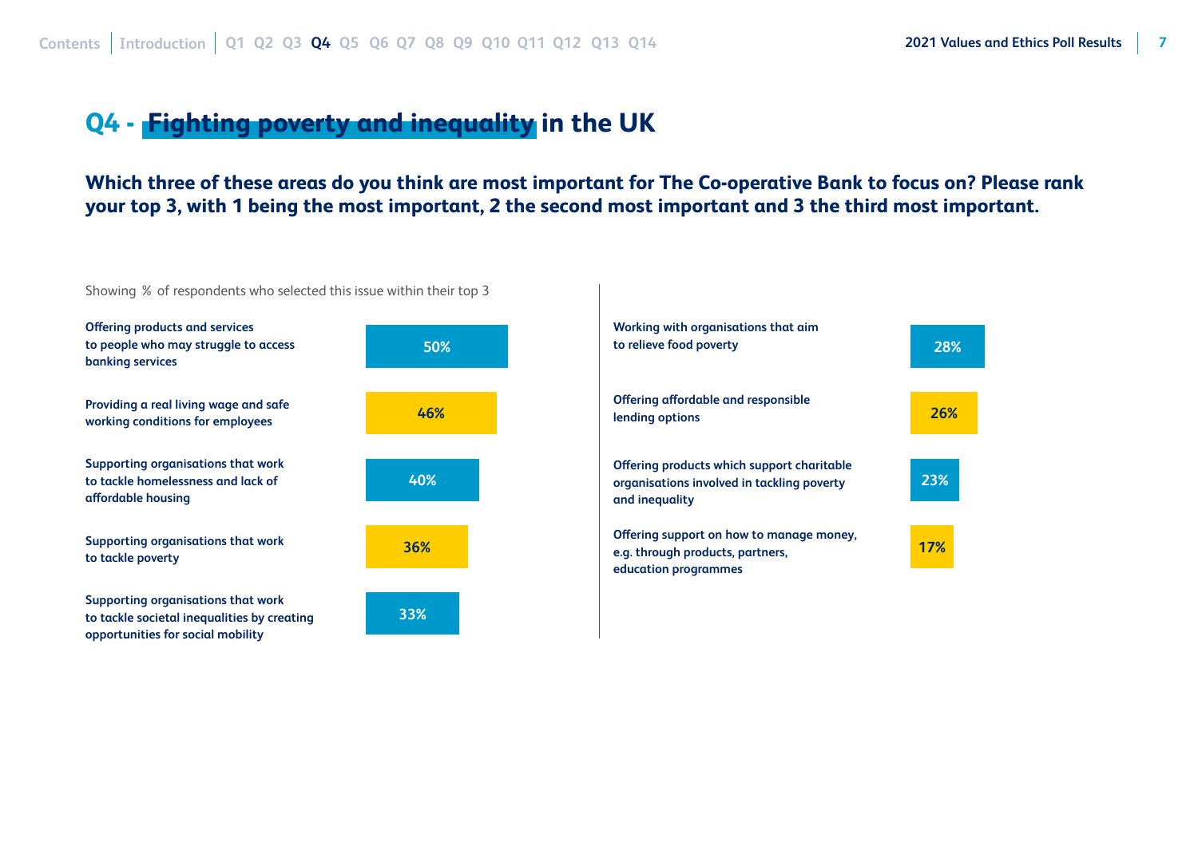## Q4 - Fighting poverty and inequality in the UK

**Which three of these areas do you think are most important for The Co-operative Bank to focus on? Please rank your top 3, with 1 being the most important, 2 the second most important and 3 the third most important.**

Showing % of respondents who selected this issue within their top 3

| Area | % |
| --- | --- |
| Offering products and services to people who may struggle to access banking services | 50% |
| Providing a real living wage and safe working conditions for employees | 46% |
| Supporting organisations that work to tackle homelessness and lack of affordable housing | 40% |
| Supporting organisations that work to tackle poverty | 36% |
| Supporting organisations that work to tackle societal inequalities by creating opportunities for social mobility | 33% |
| Working with organisations that aim to relieve food poverty | 28% |
| Offering affordable and responsible lending options | 26% |
| Offering products which support charitable organisations involved in tackling poverty and inequality | 23% |
| Offering support on how to manage money, e.g. through products, partners, education programmes | 17% |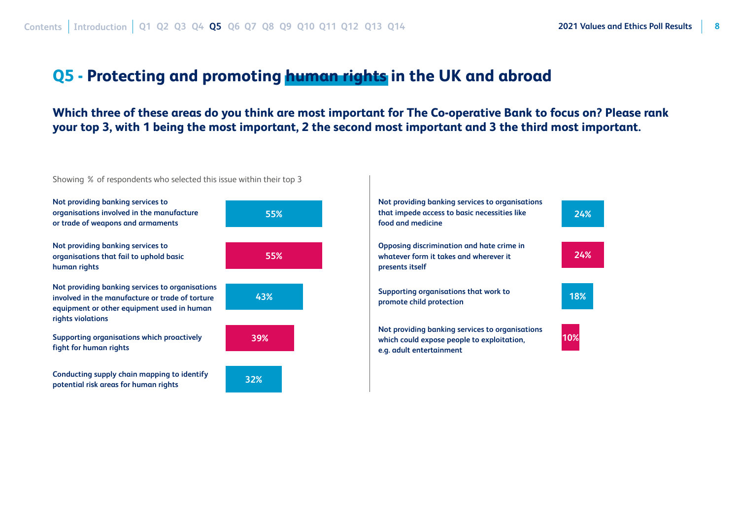# Q5 - Protecting and promoting human rights in the UK and abroad

**Which three of these areas do you think are most important for The Co-operative Bank to focus on? Please rank your top 3, with 1 being the most important, 2 the second most important and 3 the third most important.**

Showing % of respondents who selected this issue within their top 3

| Issue | % |
|---|---|
| Not providing banking services to organisations involved in the manufacture or trade of weapons and armaments | 55% |
| Not providing banking services to organisations that fail to uphold basic human rights | 55% |
| Not providing banking services to organisations involved in the manufacture or trade of torture equipment or other equipment used in human rights violations | 43% |
| Supporting organisations which proactively fight for human rights | 39% |
| Conducting supply chain mapping to identify potential risk areas for human rights | 32% |
| Not providing banking services to organisations that impede access to basic necessities like food and medicine | 24% |
| Opposing discrimination and hate crime in whatever form it takes and wherever it presents itself | 24% |
| Supporting organisations that work to promote child protection | 18% |
| Not providing banking services to organisations which could expose people to exploitation, e.g. adult entertainment | 10% |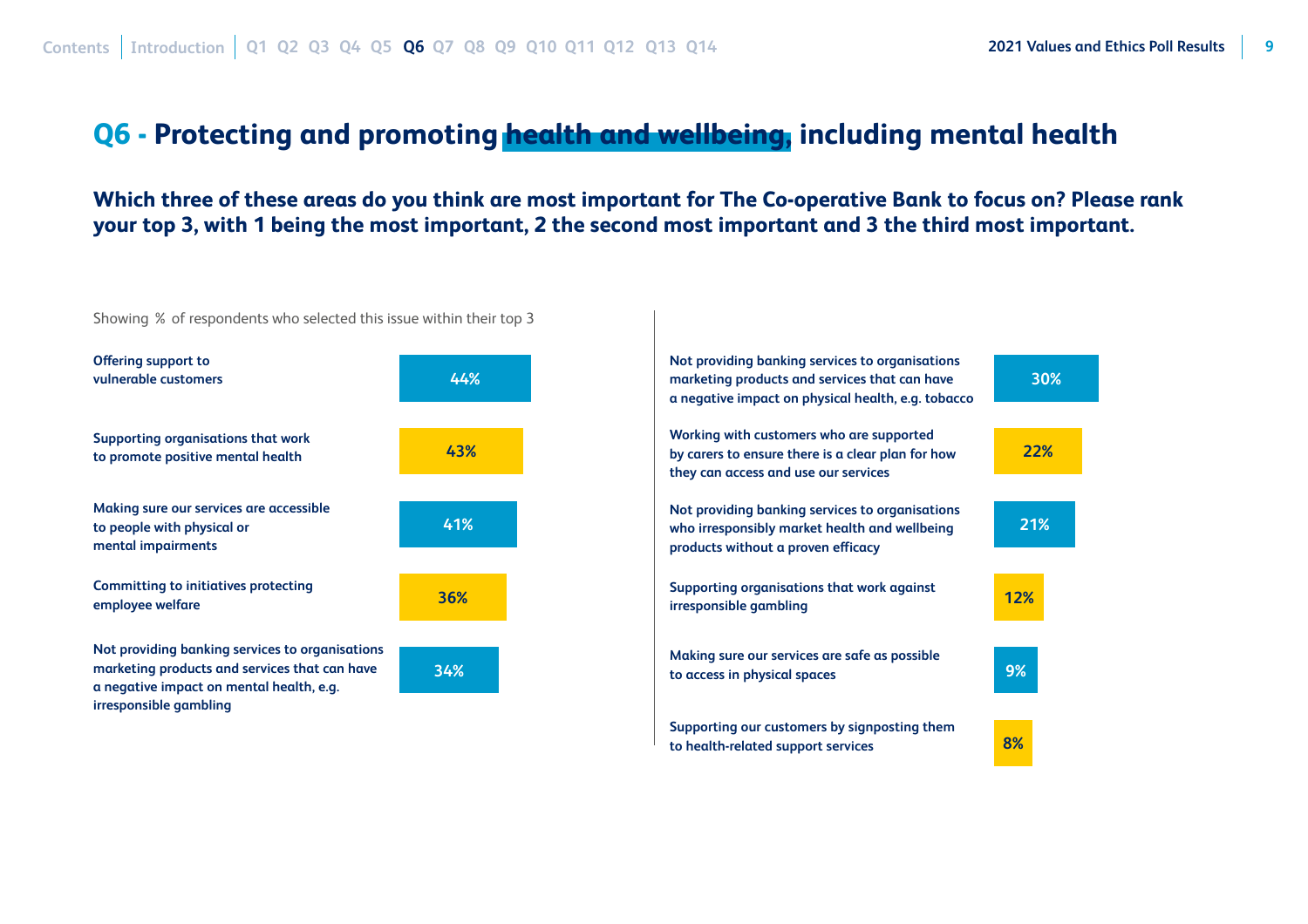# Q6 - Protecting and promoting health and wellbeing, including mental health

**Which three of these areas do you think are most important for The Co-operative Bank to focus on? Please rank your top 3, with 1 being the most important, 2 the second most important and 3 the third most important.**

Showing % of respondents who selected this issue within their top 3

| Issue | % |
| --- | --- |
| Offering support to vulnerable customers | 44% |
| Supporting organisations that work to promote positive mental health | 43% |
| Making sure our services are accessible to people with physical or mental impairments | 41% |
| Committing to initiatives protecting employee welfare | 36% |
| Not providing banking services to organisations marketing products and services that can have a negative impact on mental health, e.g. irresponsible gambling | 34% |
| Not providing banking services to organisations marketing products and services that can have a negative impact on physical health, e.g. tobacco | 30% |
| Working with customers who are supported by carers to ensure there is a clear plan for how they can access and use our services | 22% |
| Not providing banking services to organisations who irresponsibly market health and wellbeing products without a proven efficacy | 21% |
| Supporting organisations that work against irresponsible gambling | 12% |
| Making sure our services are safe as possible to access in physical spaces | 9% |
| Supporting our customers by signposting them to health-related support services | 8% |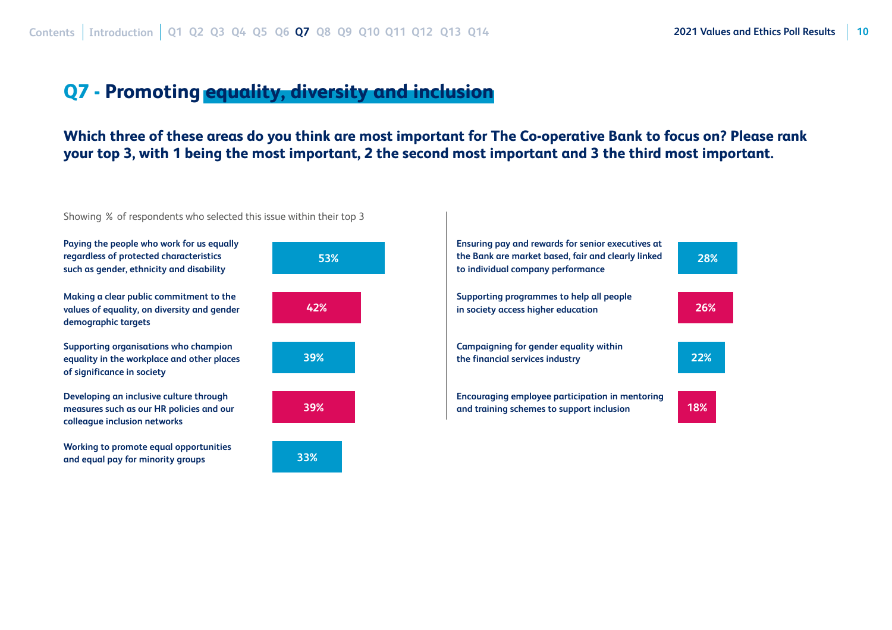## Q7 - Promoting equality, diversity and inclusion

### Which three of these areas do you think are most important for The Co-operative Bank to focus on? Please rank your top 3, with 1 being the most important, 2 the second most important and 3 the third most important.

Showing % of respondents who selected this issue within their top 3

| Issue | % |
| --- | --- |
| Paying the people who work for us equally regardless of protected characteristics such as gender, ethnicity and disability | 53% |
| Making a clear public commitment to the values of equality, on diversity and gender demographic targets | 42% |
| Supporting organisations who champion equality in the workplace and other places of significance in society | 39% |
| Developing an inclusive culture through measures such as our HR policies and our colleague inclusion networks | 39% |
| Working to promote equal opportunities and equal pay for minority groups | 33% |
| Ensuring pay and rewards for senior executives at the Bank are market based, fair and clearly linked to individual company performance | 28% |
| Supporting programmes to help all people in society access higher education | 26% |
| Campaigning for gender equality within the financial services industry | 22% |
| Encouraging employee participation in mentoring and training schemes to support inclusion | 18% |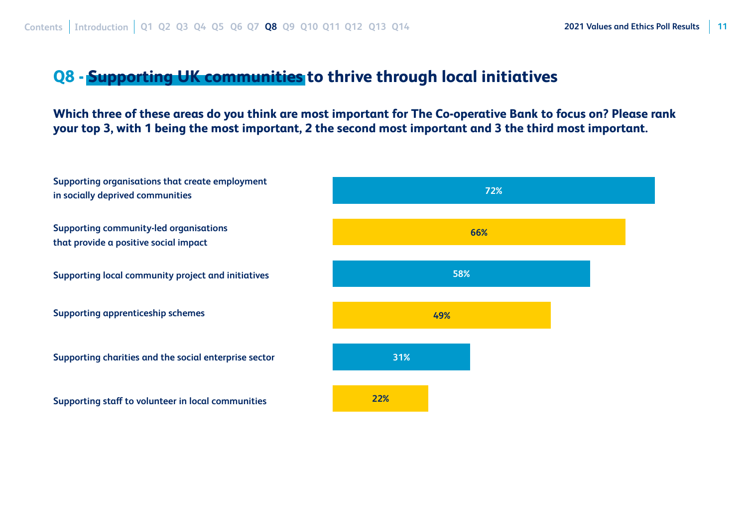## Q8 - Supporting UK communities to thrive through local initiatives

**Which three of these areas do you think are most important for The Co-operative Bank to focus on? Please rank your top 3, with 1 being the most important, 2 the second most important and 3 the third most important.**

| Area | % |
| --- | --- |
| Supporting organisations that create employment in socially deprived communities | 72% |
| Supporting community-led organisations that provide a positive social impact | 66% |
| Supporting local community project and initiatives | 58% |
| Supporting apprenticeship schemes | 49% |
| Supporting charities and the social enterprise sector | 31% |
| Supporting staff to volunteer in local communities | 22% |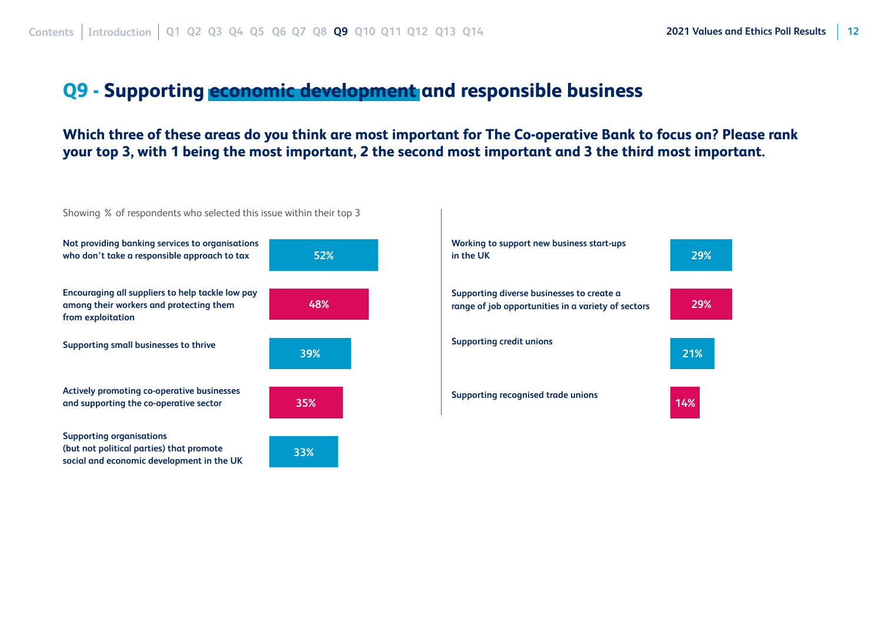# Q9 - Supporting economic development and responsible business

**Which three of these areas do you think are most important for The Co-operative Bank to focus on? Please rank your top 3, with 1 being the most important, 2 the second most important and 3 the third most important.**

Showing % of respondents who selected this issue within their top 3

| Issue | % |
| --- | --- |
| Not providing banking services to organisations who don't take a responsible approach to tax | 52% |
| Encouraging all suppliers to help tackle low pay among their workers and protecting them from exploitation | 48% |
| Supporting small businesses to thrive | 39% |
| Actively promoting co-operative businesses and supporting the co-operative sector | 35% |
| Supporting organisations (but not political parties) that promote social and economic development in the UK | 33% |
| Working to support new business start-ups in the UK | 29% |
| Supporting diverse businesses to create a range of job opportunities in a variety of sectors | 29% |
| Supporting credit unions | 21% |
| Supporting recognised trade unions | 14% |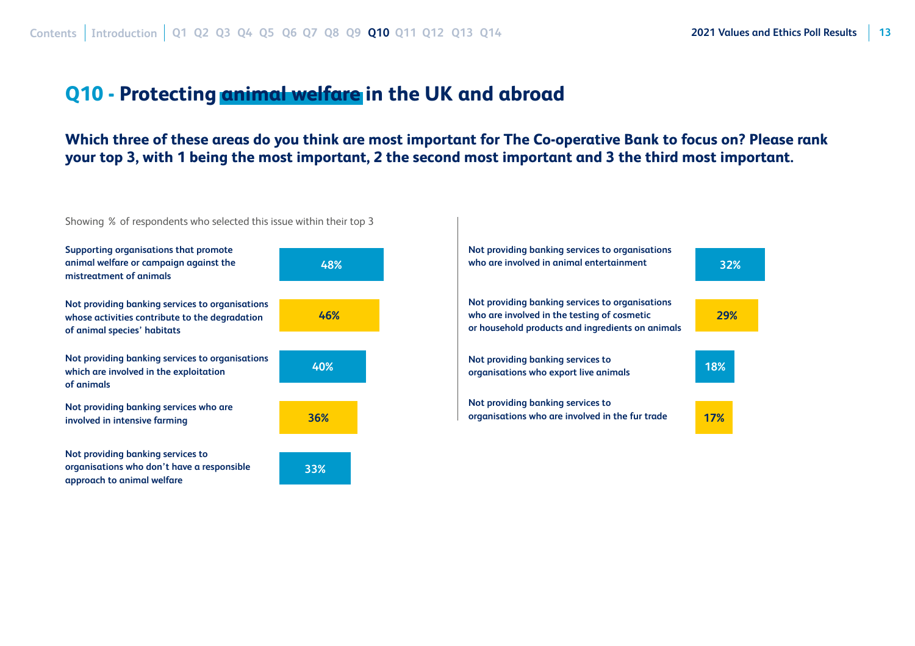# Q10 - Protecting animal welfare in the UK and abroad

**Which three of these areas do you think are most important for The Co-operative Bank to focus on? Please rank your top 3, with 1 being the most important, 2 the second most important and 3 the third most important.**

Showing % of respondents who selected this issue within their top 3

| Area | % |
| --- | --- |
| Supporting organisations that promote animal welfare or campaign against the mistreatment of animals | 48% |
| Not providing banking services to organisations whose activities contribute to the degradation of animal species' habitats | 46% |
| Not providing banking services to organisations which are involved in the exploitation of animals | 40% |
| Not providing banking services who are involved in intensive farming | 36% |
| Not providing banking services to organisations who don't have a responsible approach to animal welfare | 33% |
| Not providing banking services to organisations who are involved in animal entertainment | 32% |
| Not providing banking services to organisations who are involved in the testing of cosmetic or household products and ingredients on animals | 29% |
| Not providing banking services to organisations who export live animals | 18% |
| Not providing banking services to organisations who are involved in the fur trade | 17% |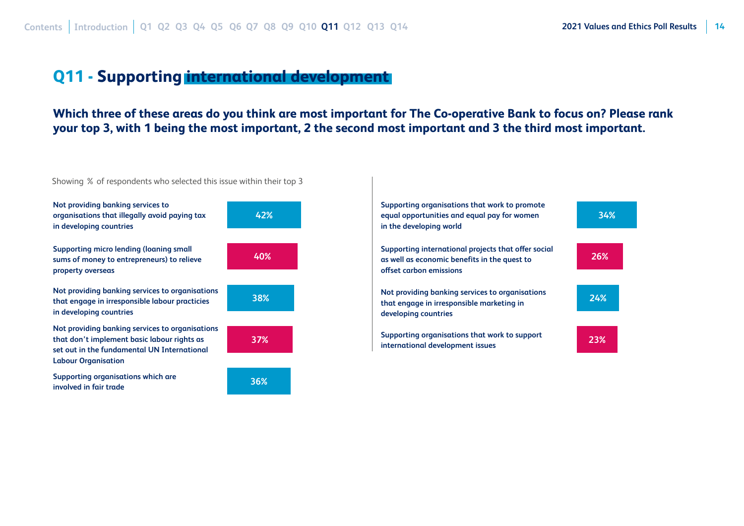# Q11 - Supporting international development

**Which three of these areas do you think are most important for The Co-operative Bank to focus on? Please rank your top 3, with 1 being the most important, 2 the second most important and 3 the third most important.**

Showing % of respondents who selected this issue within their top 3

| Issue | % |
| --- | --- |
| Not providing banking services to organisations that illegally avoid paying tax in developing countries | 42% |
| Supporting micro lending (loaning small sums of money to entrepreneurs) to relieve property overseas | 40% |
| Not providing banking services to organisations that engage in irresponsible labour practicies in developing countries | 38% |
| Not providing banking services to organisations that don't implement basic labour rights as set out in the fundamental UN International Labour Organisation | 37% |
| Supporting organisations which are involved in fair trade | 36% |
| Supporting organisations that work to promote equal opportunities and equal pay for women in the developing world | 34% |
| Supporting international projects that offer social as well as economic benefits in the quest to offset carbon emissions | 26% |
| Not providing banking services to organisations that engage in irresponsible marketing in developing countries | 24% |
| Supporting organisations that work to support international development issues | 23% |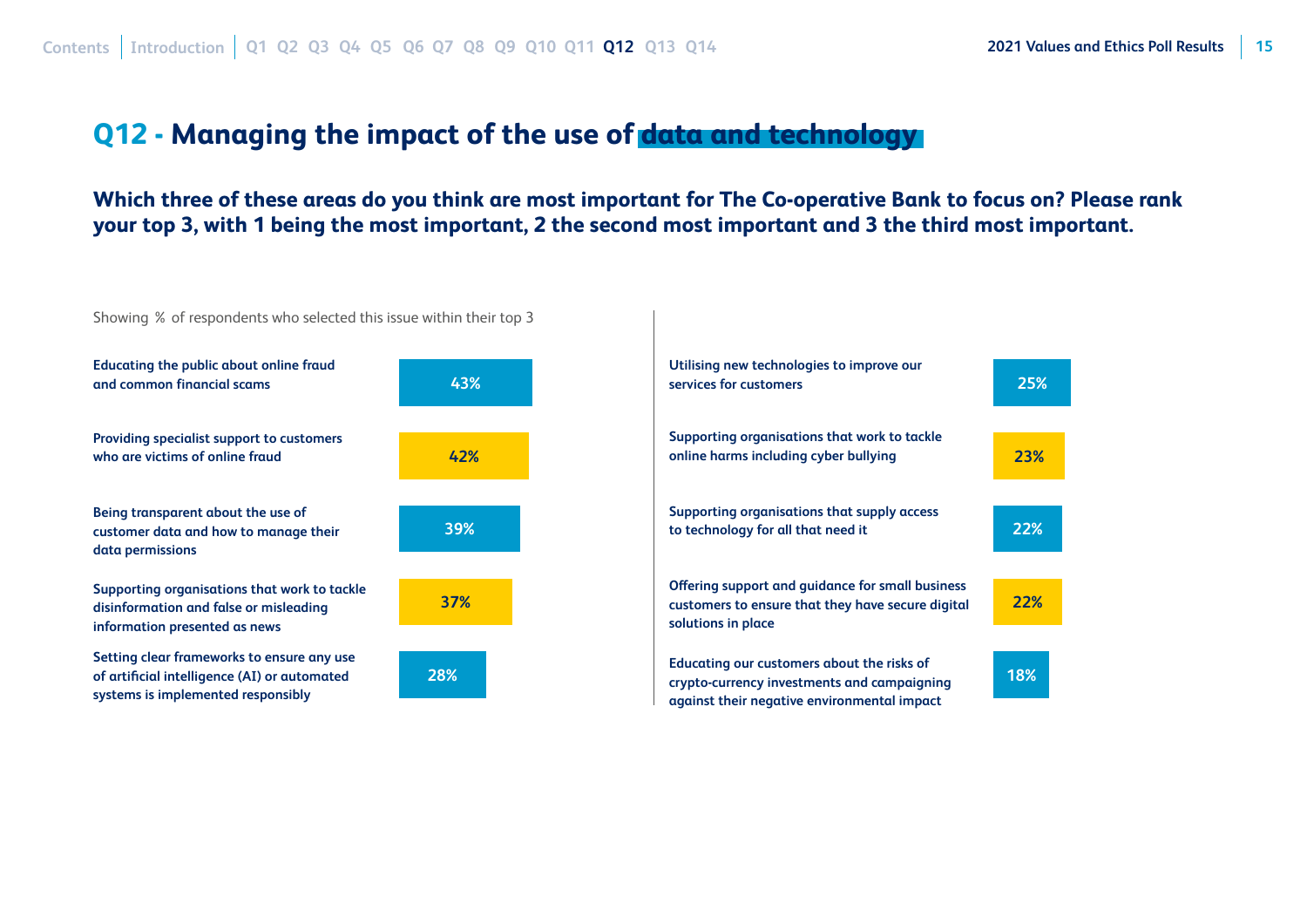# Q12 - Managing the impact of the use of data and technology

**Which three of these areas do you think are most important for The Co-operative Bank to focus on? Please rank your top 3, with 1 being the most important, 2 the second most important and 3 the third most important.**

Showing % of respondents who selected this issue within their top 3

| Area | % |
|---|---|
| Educating the public about online fraud and common financial scams | 43% |
| Providing specialist support to customers who are victims of online fraud | 42% |
| Being transparent about the use of customer data and how to manage their data permissions | 39% |
| Supporting organisations that work to tackle disinformation and false or misleading information presented as news | 37% |
| Setting clear frameworks to ensure any use of artificial intelligence (AI) or automated systems is implemented responsibly | 28% |
| Utilising new technologies to improve our services for customers | 25% |
| Supporting organisations that work to tackle online harms including cyber bullying | 23% |
| Supporting organisations that supply access to technology for all that need it | 22% |
| Offering support and guidance for small business customers to ensure that they have secure digital solutions in place | 22% |
| Educating our customers about the risks of crypto-currency investments and campaigning against their negative environmental impact | 18% |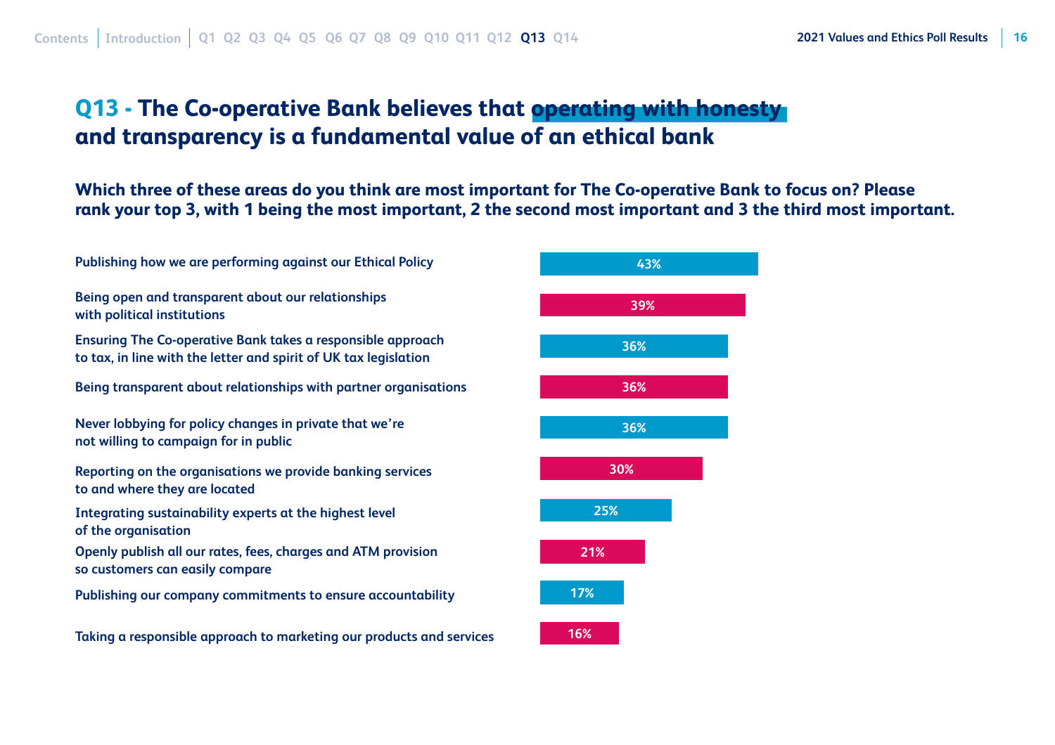# Q13 - The Co-operative Bank believes that operating with honesty and transparency is a fundamental value of an ethical bank

**Which three of these areas do you think are most important for The Co-operative Bank to focus on? Please rank your top 3, with 1 being the most important, 2 the second most important and 3 the third most important.**

| Area | % |
| --- | --- |
| Publishing how we are performing against our Ethical Policy | 43% |
| Being open and transparent about our relationships with political institutions | 39% |
| Ensuring The Co-operative Bank takes a responsible approach to tax, in line with the letter and spirit of UK tax legislation | 36% |
| Being transparent about relationships with partner organisations | 36% |
| Never lobbying for policy changes in private that we're not willing to campaign for in public | 36% |
| Reporting on the organisations we provide banking services to and where they are located | 30% |
| Integrating sustainability experts at the highest level of the organisation | 25% |
| Openly publish all our rates, fees, charges and ATM provision so customers can easily compare | 21% |
| Publishing our company commitments to ensure accountability | 17% |
| Taking a responsible approach to marketing our products and services | 16% |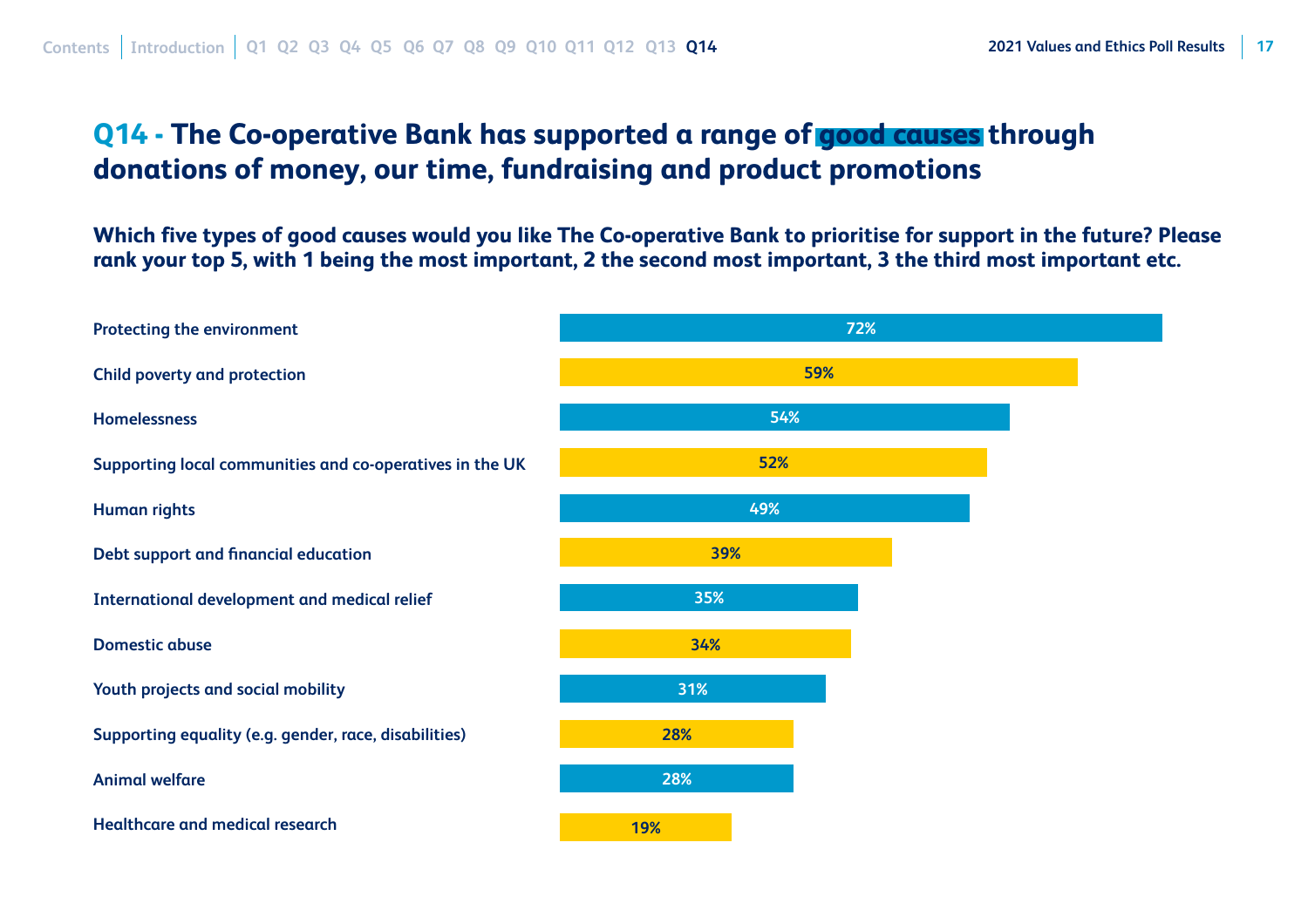# Q14 - The Co-operative Bank has supported a range of good causes through donations of money, our time, fundraising and product promotions

**Which five types of good causes would you like The Co-operative Bank to prioritise for support in the future? Please rank your top 5, with 1 being the most important, 2 the second most important, 3 the third most important etc.**

| Good cause | % |
|---|---|
| Protecting the environment | 72% |
| Child poverty and protection | 59% |
| Homelessness | 54% |
| Supporting local communities and co-operatives in the UK | 52% |
| Human rights | 49% |
| Debt support and financial education | 39% |
| International development and medical relief | 35% |
| Domestic abuse | 34% |
| Youth projects and social mobility | 31% |
| Supporting equality (e.g. gender, race, disabilities) | 28% |
| Animal welfare | 28% |
| Healthcare and medical research | 19% |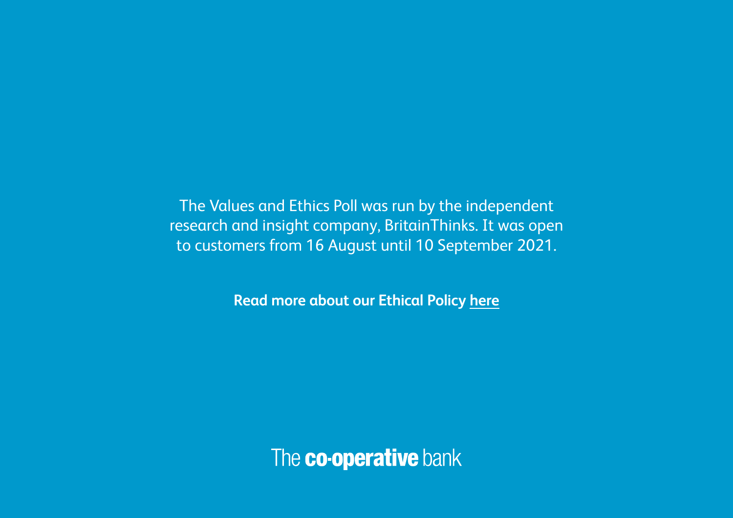The Values and Ethics Poll was run by the independent research and insight company, BritainThinks. It was open to customers from 16 August until 10 September 2021.

**Read more about our Ethical Policy here**

The **co-operative** bank